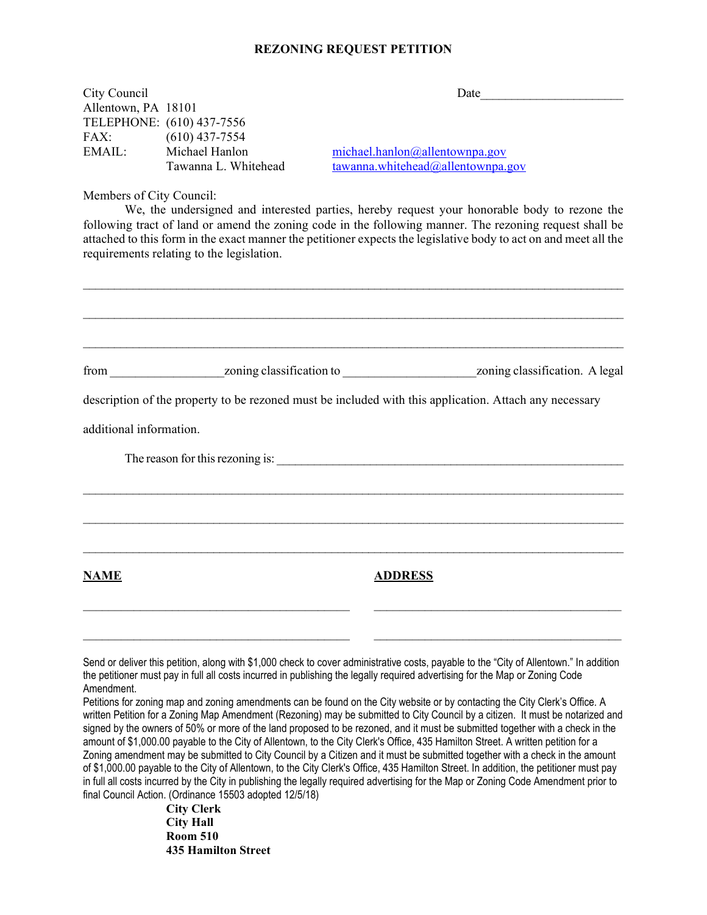# REZONING REQUEST PETITION

City Council
Allentown, PA 18101
TELEPHONE: (610) 437-7556
FAX: (610) 437-7554
EMAIL: Michael Hanlon michael.hanlon@allentownpa.gov
Tawanna L. Whitehead tawanna.whitehead@allentownpa.gov

Date_____________________

Members of City Council:

We, the undersigned and interested parties, hereby request your honorable body to rezone the following tract of land or amend the zoning code in the following manner. The rezoning request shall be attached to this form in the exact manner the petitioner expects the legislative body to act on and meet all the requirements relating to the legislation.

_____________________________________________________________________________

_____________________________________________________________________________

_____________________________________________________________________________

from _________________zoning classification to ___________________zoning classification. A legal description of the property to be rezoned must be included with this application. Attach any necessary additional information.

The reason for this rezoning is: ______________________________________________

_____________________________________________________________________________

_____________________________________________________________________________

_____________________________________________________________________________

| **NAME** | **ADDRESS** |
| --- | --- |
| ________________________________ | ________________________________ |
| ________________________________ | ________________________________ |

Send or deliver this petition, along with $1,000 check to cover administrative costs, payable to the "City of Allentown." In addition the petitioner must pay in full all costs incurred in publishing the legally required advertising for the Map or Zoning Code Amendment.

Petitions for zoning map and zoning amendments can be found on the City website or by contacting the City Clerk's Office. A written Petition for a Zoning Map Amendment (Rezoning) may be submitted to City Council by a citizen. It must be notarized and signed by the owners of 50% or more of the land proposed to be rezoned, and it must be submitted together with a check in the amount of $1,000.00 payable to the City of Allentown, to the City Clerk's Office, 435 Hamilton Street. A written petition for a Zoning amendment may be submitted to City Council by a Citizen and it must be submitted together with a check in the amount of $1,000.00 payable to the City of Allentown, to the City Clerk's Office, 435 Hamilton Street. In addition, the petitioner must pay in full all costs incurred by the City in publishing the legally required advertising for the Map or Zoning Code Amendment prior to final Council Action. (Ordinance 15503 adopted 12/5/18)

**City Clerk**
**City Hall**
**Room 510**
**435 Hamilton Street**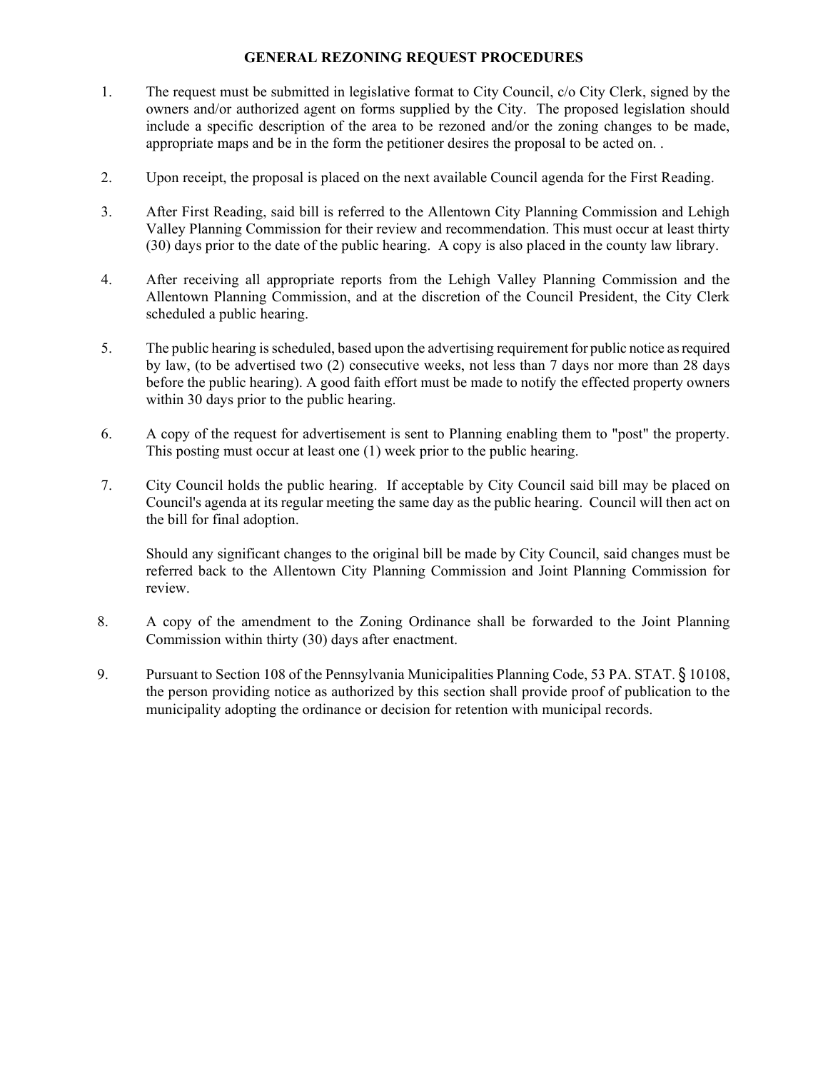## GENERAL REZONING REQUEST PROCEDURES

1. The request must be submitted in legislative format to City Council, c/o City Clerk, signed by the owners and/or authorized agent on forms supplied by the City. The proposed legislation should include a specific description of the area to be rezoned and/or the zoning changes to be made, appropriate maps and be in the form the petitioner desires the proposal to be acted on. .

2. Upon receipt, the proposal is placed on the next available Council agenda for the First Reading.

3. After First Reading, said bill is referred to the Allentown City Planning Commission and Lehigh Valley Planning Commission for their review and recommendation. This must occur at least thirty (30) days prior to the date of the public hearing. A copy is also placed in the county law library.

4. After receiving all appropriate reports from the Lehigh Valley Planning Commission and the Allentown Planning Commission, and at the discretion of the Council President, the City Clerk scheduled a public hearing.

5. The public hearing is scheduled, based upon the advertising requirement for public notice as required by law, (to be advertised two (2) consecutive weeks, not less than 7 days nor more than 28 days before the public hearing). A good faith effort must be made to notify the effected property owners within 30 days prior to the public hearing.

6. A copy of the request for advertisement is sent to Planning enabling them to "post" the property. This posting must occur at least one (1) week prior to the public hearing.

7. City Council holds the public hearing. If acceptable by City Council said bill may be placed on Council's agenda at its regular meeting the same day as the public hearing. Council will then act on the bill for final adoption.

   Should any significant changes to the original bill be made by City Council, said changes must be referred back to the Allentown City Planning Commission and Joint Planning Commission for review.

8. A copy of the amendment to the Zoning Ordinance shall be forwarded to the Joint Planning Commission within thirty (30) days after enactment.

9. Pursuant to Section 108 of the Pennsylvania Municipalities Planning Code, 53 PA. STAT. § 10108, the person providing notice as authorized by this section shall provide proof of publication to the municipality adopting the ordinance or decision for retention with municipal records.